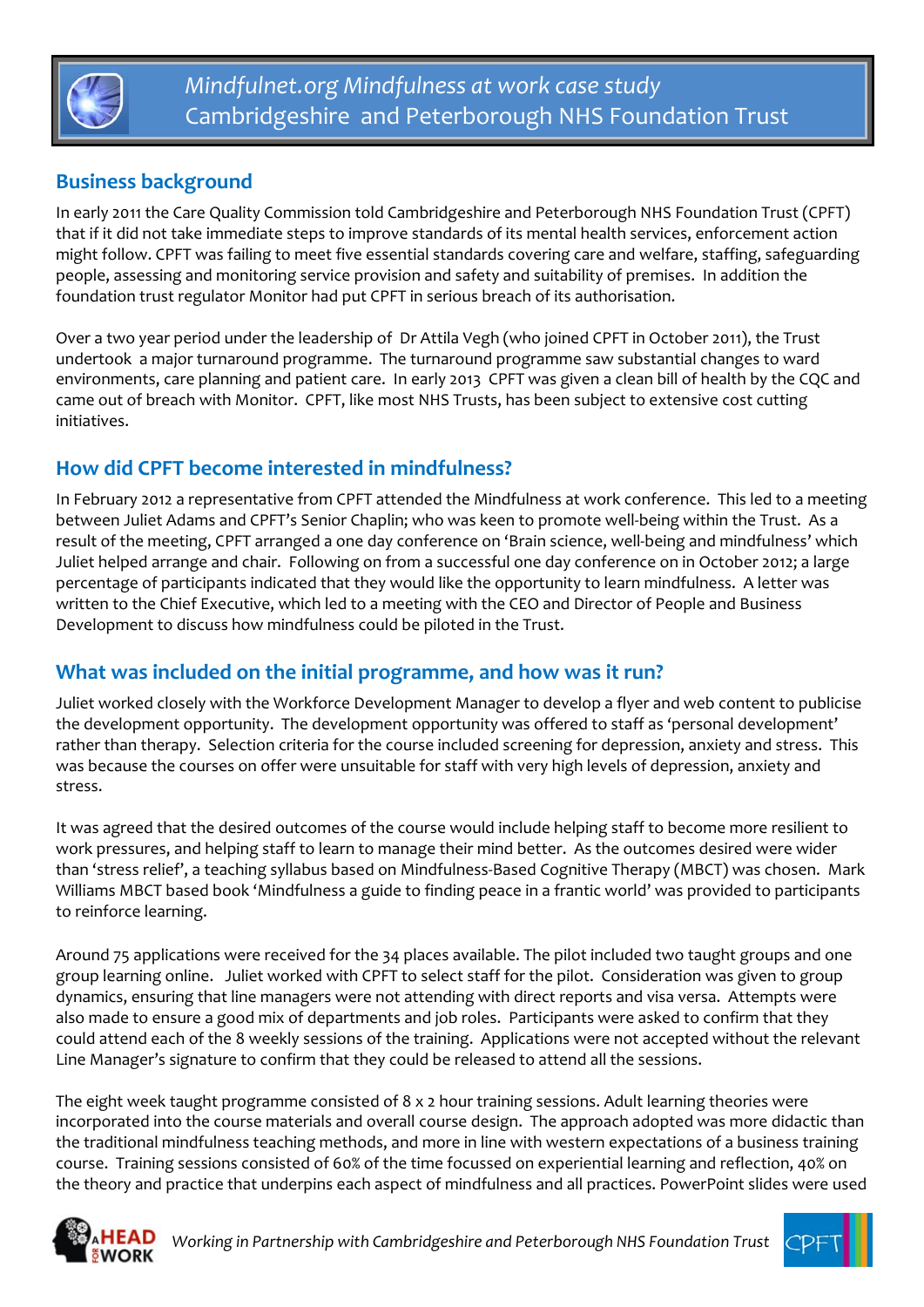# Mindfulnet.org Mindfulness at work case study
# Cambridgeshire and Peterborough NHS Foundation Trust

## Business background

In early 2011 the Care Quality Commission told Cambridgeshire and Peterborough NHS Foundation Trust (CPFT) that if it did not take immediate steps to improve standards of its mental health services, enforcement action might follow. CPFT was failing to meet five essential standards covering care and welfare, staffing, safeguarding people, assessing and monitoring service provision and safety and suitability of premises. In addition the foundation trust regulator Monitor had put CPFT in serious breach of its authorisation.

Over a two year period under the leadership of Dr Attila Vegh (who joined CPFT in October 2011), the Trust undertook a major turnaround programme. The turnaround programme saw substantial changes to ward environments, care planning and patient care. In early 2013 CPFT was given a clean bill of health by the CQC and came out of breach with Monitor. CPFT, like most NHS Trusts, has been subject to extensive cost cutting initiatives.

## How did CPFT become interested in mindfulness?

In February 2012 a representative from CPFT attended the Mindfulness at work conference. This led to a meeting between Juliet Adams and CPFT's Senior Chaplin; who was keen to promote well-being within the Trust. As a result of the meeting, CPFT arranged a one day conference on 'Brain science, well-being and mindfulness' which Juliet helped arrange and chair. Following on from a successful one day conference on in October 2012; a large percentage of participants indicated that they would like the opportunity to learn mindfulness. A letter was written to the Chief Executive, which led to a meeting with the CEO and Director of People and Business Development to discuss how mindfulness could be piloted in the Trust.

## What was included on the initial programme, and how was it run?

Juliet worked closely with the Workforce Development Manager to develop a flyer and web content to publicise the development opportunity. The development opportunity was offered to staff as 'personal development' rather than therapy. Selection criteria for the course included screening for depression, anxiety and stress. This was because the courses on offer were unsuitable for staff with very high levels of depression, anxiety and stress.

It was agreed that the desired outcomes of the course would include helping staff to become more resilient to work pressures, and helping staff to learn to manage their mind better. As the outcomes desired were wider than 'stress relief', a teaching syllabus based on Mindfulness-Based Cognitive Therapy (MBCT) was chosen. Mark Williams MBCT based book 'Mindfulness a guide to finding peace in a frantic world' was provided to participants to reinforce learning.

Around 75 applications were received for the 34 places available. The pilot included two taught groups and one group learning online. Juliet worked with CPFT to select staff for the pilot. Consideration was given to group dynamics, ensuring that line managers were not attending with direct reports and visa versa. Attempts were also made to ensure a good mix of departments and job roles. Participants were asked to confirm that they could attend each of the 8 weekly sessions of the training. Applications were not accepted without the relevant Line Manager's signature to confirm that they could be released to attend all the sessions.

The eight week taught programme consisted of 8 x 2 hour training sessions. Adult learning theories were incorporated into the course materials and overall course design. The approach adopted was more didactic than the traditional mindfulness teaching methods, and more in line with western expectations of a business training course. Training sessions consisted of 60% of the time focussed on experiential learning and reflection, 40% on the theory and practice that underpins each aspect of mindfulness and all practices. PowerPoint slides were used

*Working in Partnership with Cambridgeshire and Peterborough NHS Foundation Trust*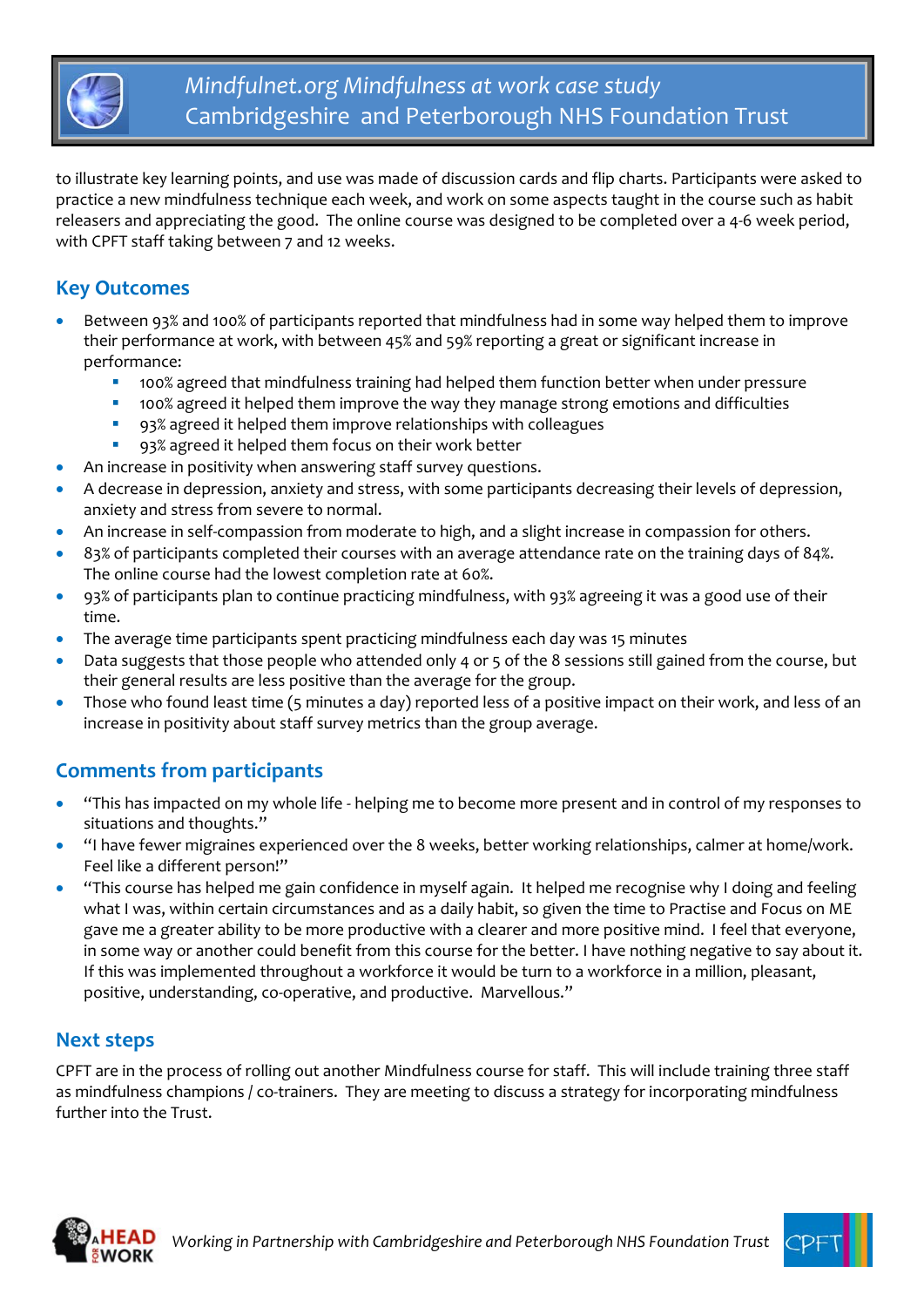to illustrate key learning points, and use was made of discussion cards and flip charts. Participants were asked to practice a new mindfulness technique each week, and work on some aspects taught in the course such as habit releasers and appreciating the good. The online course was designed to be completed over a 4-6 week period, with CPFT staff taking between 7 and 12 weeks.

## Key Outcomes

- Between 93% and 100% of participants reported that mindfulness had in some way helped them to improve their performance at work, with between 45% and 59% reporting a great or significant increase in performance:
    - 100% agreed that mindfulness training had helped them function better when under pressure
    - 100% agreed it helped them improve the way they manage strong emotions and difficulties
    - 93% agreed it helped them improve relationships with colleagues
    - 93% agreed it helped them focus on their work better
- An increase in positivity when answering staff survey questions.
- A decrease in depression, anxiety and stress, with some participants decreasing their levels of depression, anxiety and stress from severe to normal.
- An increase in self-compassion from moderate to high, and a slight increase in compassion for others.
- 83% of participants completed their courses with an average attendance rate on the training days of 84%. The online course had the lowest completion rate at 60%.
- 93% of participants plan to continue practicing mindfulness, with 93% agreeing it was a good use of their time.
- The average time participants spent practicing mindfulness each day was 15 minutes
- Data suggests that those people who attended only 4 or 5 of the 8 sessions still gained from the course, but their general results are less positive than the average for the group.
- Those who found least time (5 minutes a day) reported less of a positive impact on their work, and less of an increase in positivity about staff survey metrics than the group average.

## Comments from participants

- "This has impacted on my whole life - helping me to become more present and in control of my responses to situations and thoughts."
- "I have fewer migraines experienced over the 8 weeks, better working relationships, calmer at home/work. Feel like a different person!"
- "This course has helped me gain confidence in myself again. It helped me recognise why I doing and feeling what I was, within certain circumstances and as a daily habit, so given the time to Practise and Focus on ME gave me a greater ability to be more productive with a clearer and more positive mind. I feel that everyone, in some way or another could benefit from this course for the better. I have nothing negative to say about it. If this was implemented throughout a workforce it would be turn to a workforce in a million, pleasant, positive, understanding, co-operative, and productive. Marvellous."

## Next steps

CPFT are in the process of rolling out another Mindfulness course for staff. This will include training three staff as mindfulness champions / co-trainers. They are meeting to discuss a strategy for incorporating mindfulness further into the Trust.